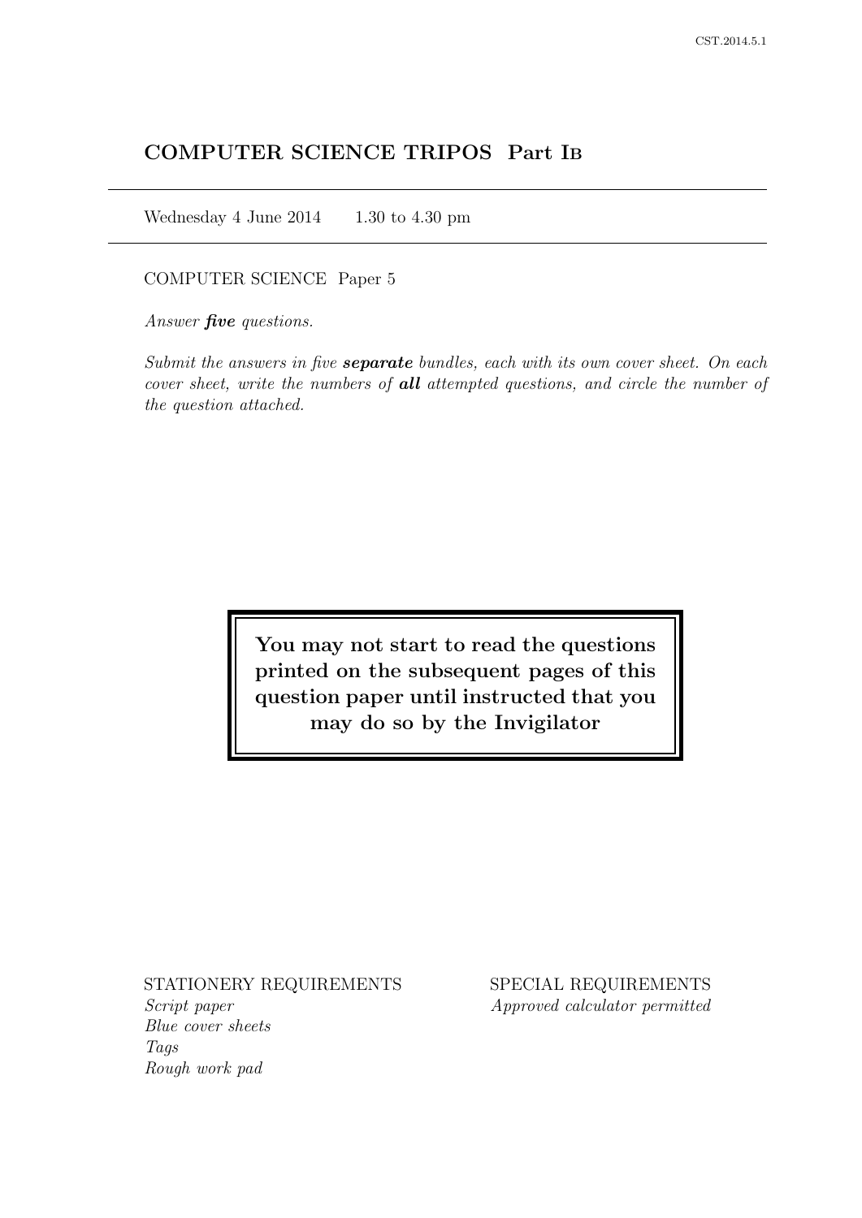# COMPUTER SCIENCE TRIPOS Part IB

Wednesday 4 June 2014    1.30 to 4.30 pm

COMPUTER SCIENCE Paper 5

*Answer **five** questions.*

*Submit the answers in five **separate** bundles, each with its own cover sheet. On each cover sheet, write the numbers of **all** attempted questions, and circle the number of the question attached.*

**You may not start to read the questions printed on the subsequent pages of this question paper until instructed that you may do so by the Invigilator**

STATIONERY REQUIREMENTS
*Script paper*
*Blue cover sheets*
*Tags*
*Rough work pad*

SPECIAL REQUIREMENTS
*Approved calculator permitted*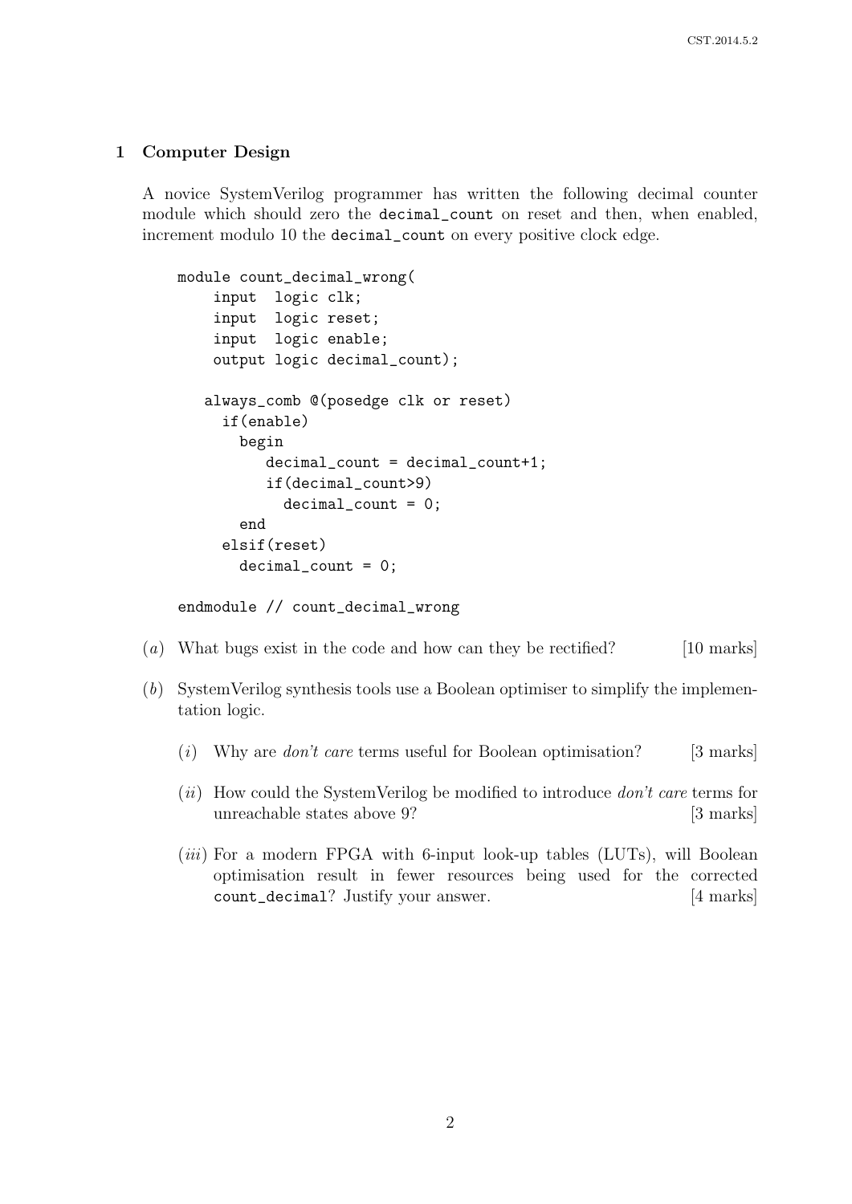## 1 Computer Design

A novice SystemVerilog programmer has written the following decimal counter module which should zero the `decimal_count` on reset and then, when enabled, increment modulo 10 the `decimal_count` on every positive clock edge.

```
module count_decimal_wrong(
    input  logic clk;
    input  logic reset;
    input  logic enable;
    output logic decimal_count);

   always_comb @(posedge clk or reset)
     if(enable)
       begin
          decimal_count = decimal_count+1;
          if(decimal_count>9)
            decimal_count = 0;
       end
     elsif(reset)
       decimal_count = 0;

endmodule // count_decimal_wrong
```

(*a*) What bugs exist in the code and how can they be rectified? [10 marks]

(*b*) SystemVerilog synthesis tools use a Boolean optimiser to simplify the implementation logic.

(*i*) Why are *don't care* terms useful for Boolean optimisation? [3 marks]

(*ii*) How could the SystemVerilog be modified to introduce *don't care* terms for unreachable states above 9? [3 marks]

(*iii*) For a modern FPGA with 6-input look-up tables (LUTs), will Boolean optimisation result in fewer resources being used for the corrected `count_decimal`? Justify your answer. [4 marks]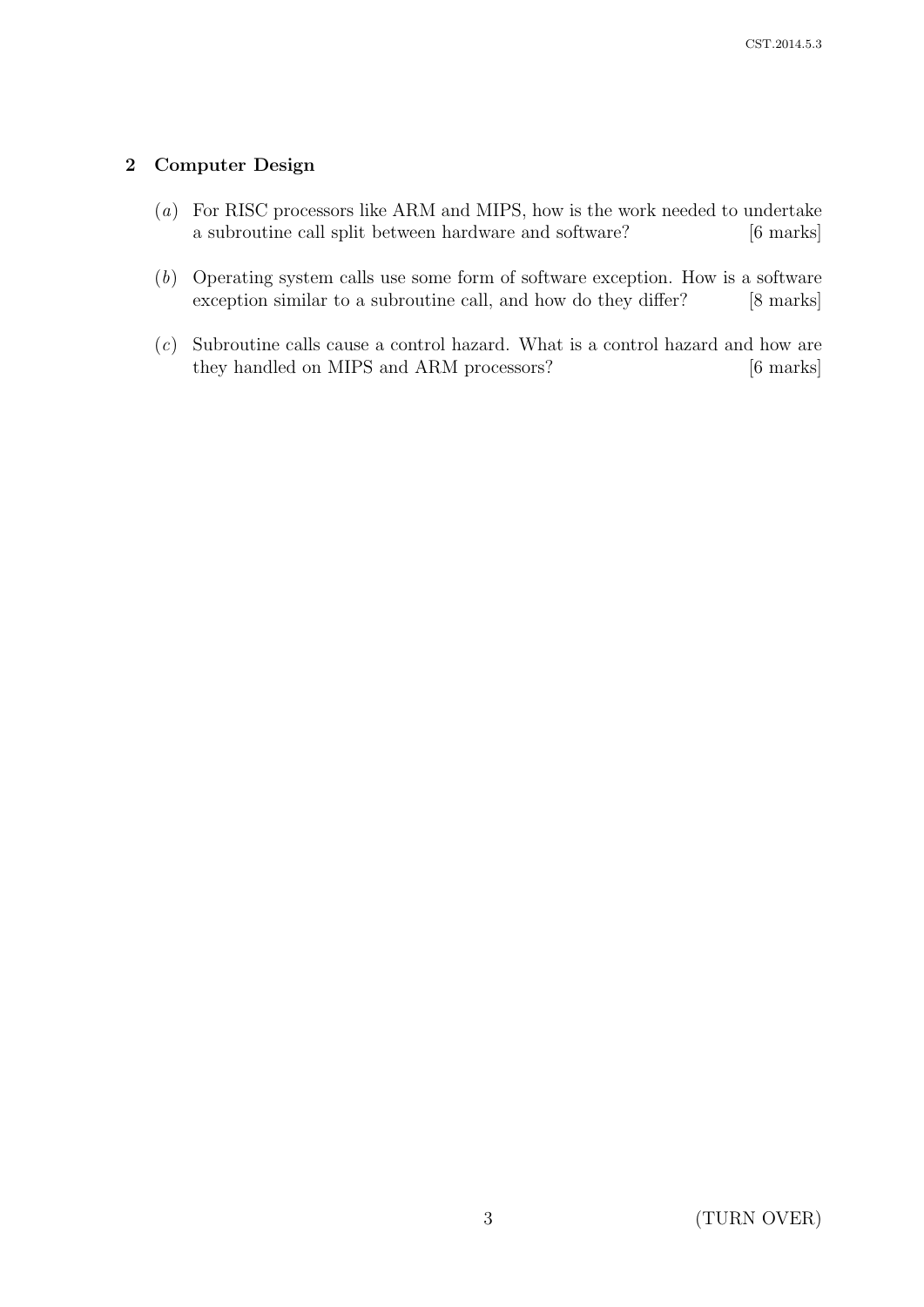## 2 Computer Design

(*a*) For RISC processors like ARM and MIPS, how is the work needed to undertake a subroutine call split between hardware and software? [6 marks]

(*b*) Operating system calls use some form of software exception. How is a software exception similar to a subroutine call, and how do they differ? [8 marks]

(*c*) Subroutine calls cause a control hazard. What is a control hazard and how are they handled on MIPS and ARM processors? [6 marks]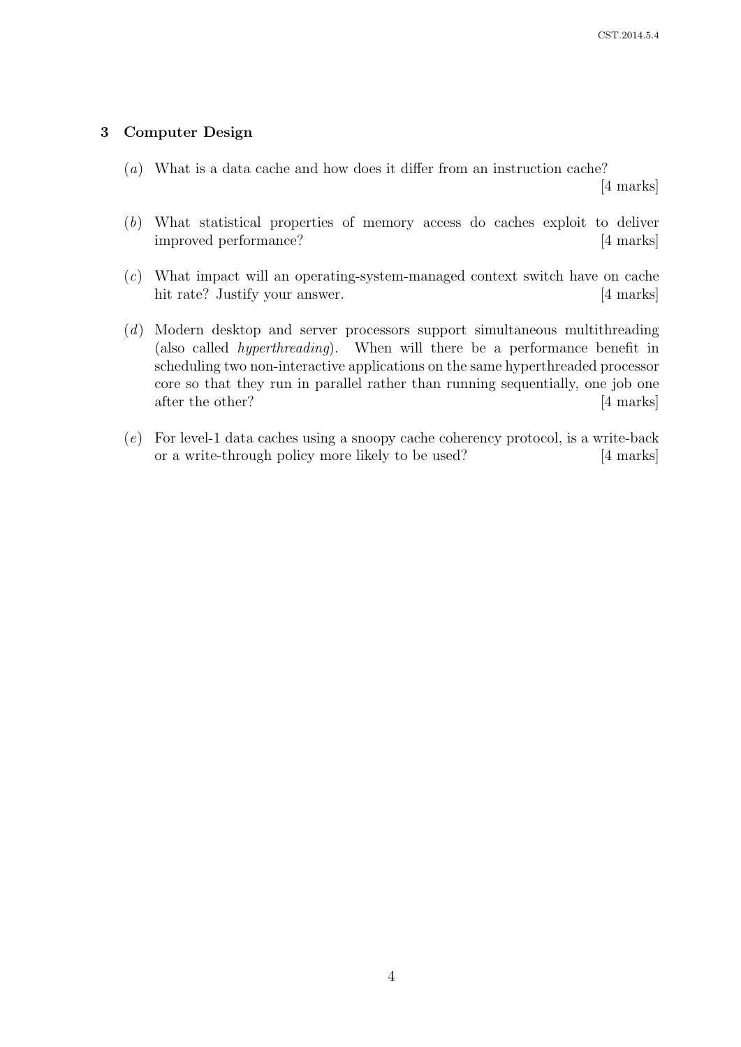## 3 Computer Design

(*a*) What is a data cache and how does it differ from an instruction cache? [4 marks]

(*b*) What statistical properties of memory access do caches exploit to deliver improved performance? [4 marks]

(*c*) What impact will an operating-system-managed context switch have on cache hit rate? Justify your answer. [4 marks]

(*d*) Modern desktop and server processors support simultaneous multithreading (also called *hyperthreading*). When will there be a performance benefit in scheduling two non-interactive applications on the same hyperthreaded processor core so that they run in parallel rather than running sequentially, one job one after the other? [4 marks]

(*e*) For level-1 data caches using a snoopy cache coherency protocol, is a write-back or a write-through policy more likely to be used? [4 marks]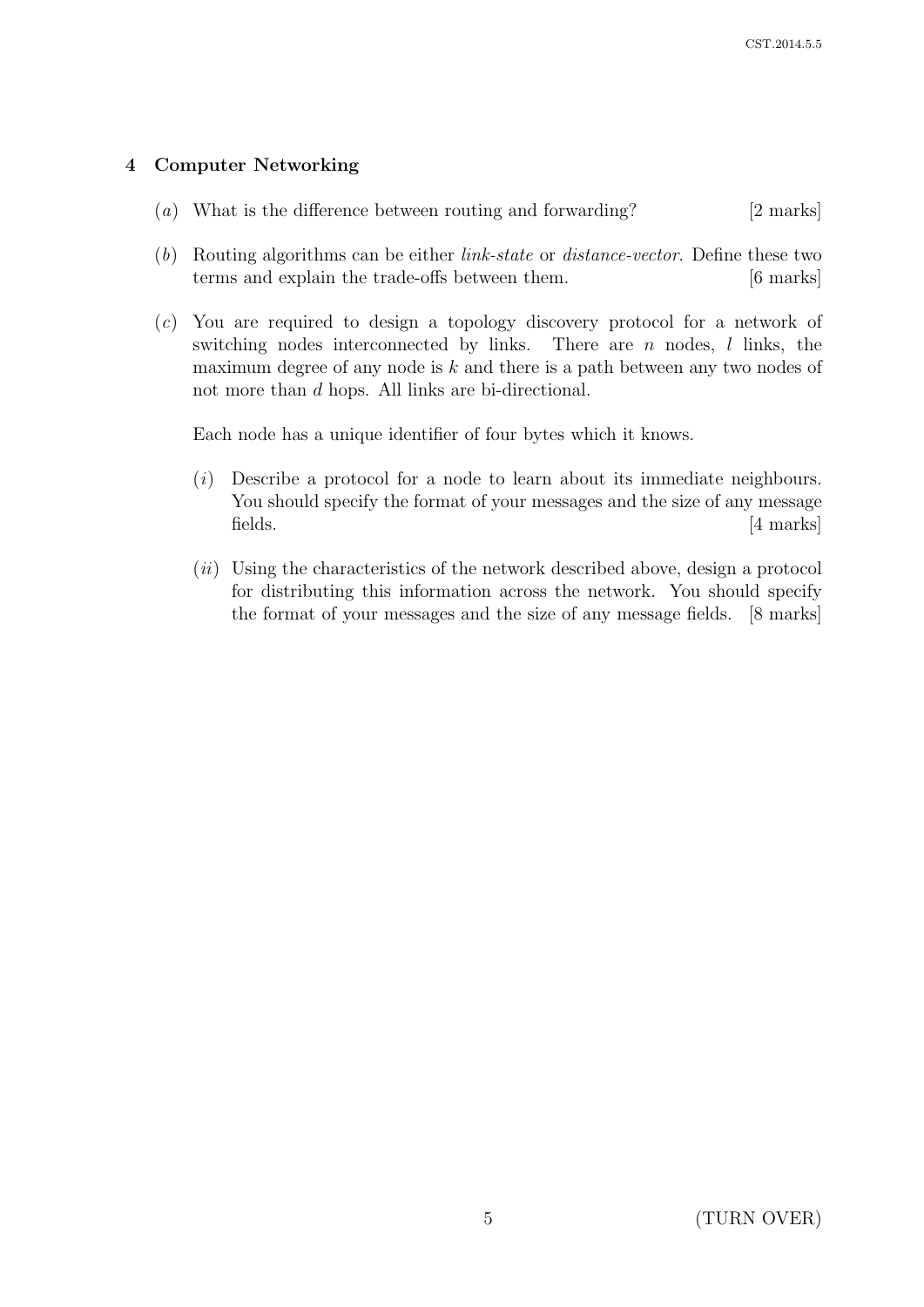## 4 Computer Networking

(*a*) What is the difference between routing and forwarding? [2 marks]

(*b*) Routing algorithms can be either *link-state* or *distance-vector*. Define these two terms and explain the trade-offs between them. [6 marks]

(*c*) You are required to design a topology discovery protocol for a network of switching nodes interconnected by links. There are $n$ nodes, $l$ links, the maximum degree of any node is $k$ and there is a path between any two nodes of not more than $d$ hops. All links are bi-directional.

Each node has a unique identifier of four bytes which it knows.

(*i*) Describe a protocol for a node to learn about its immediate neighbours. You should specify the format of your messages and the size of any message fields. [4 marks]

(*ii*) Using the characteristics of the network described above, design a protocol for distributing this information across the network. You should specify the format of your messages and the size of any message fields. [8 marks]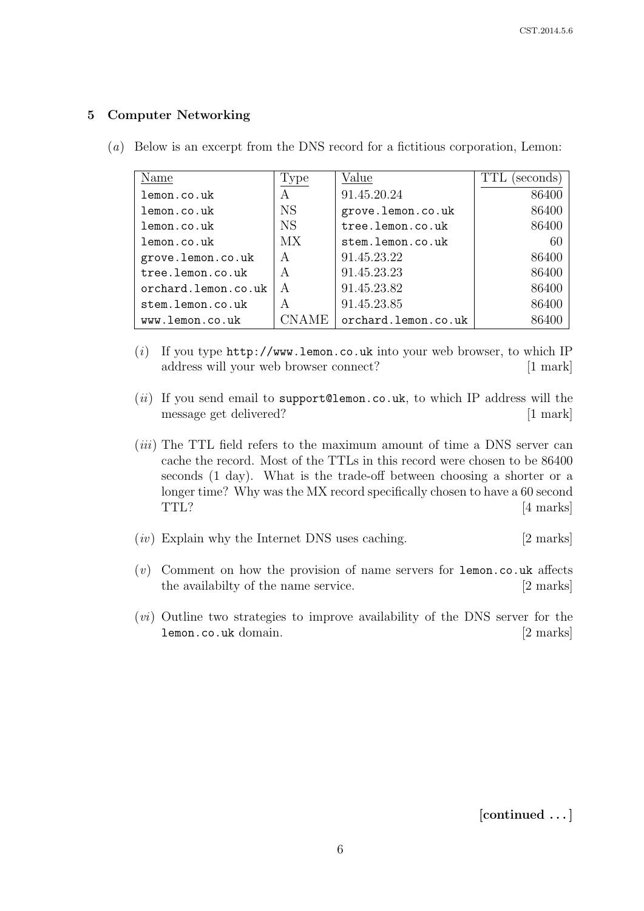## 5 Computer Networking

(*a*) Below is an excerpt from the DNS record for a fictitious corporation, Lemon:

| Name | Type | Value | TTL (seconds) |
|---|---|---|---|
| `lemon.co.uk` | A | 91.45.20.24 | 86400 |
| `lemon.co.uk` | NS | `grove.lemon.co.uk` | 86400 |
| `lemon.co.uk` | NS | `tree.lemon.co.uk` | 86400 |
| `lemon.co.uk` | MX | `stem.lemon.co.uk` | 60 |
| `grove.lemon.co.uk` | A | 91.45.23.22 | 86400 |
| `tree.lemon.co.uk` | A | 91.45.23.23 | 86400 |
| `orchard.lemon.co.uk` | A | 91.45.23.82 | 86400 |
| `stem.lemon.co.uk` | A | 91.45.23.85 | 86400 |
| `www.lemon.co.uk` | CNAME | `orchard.lemon.co.uk` | 86400 |

(*i*) If you type `http://www.lemon.co.uk` into your web browser, to which IP address will your web browser connect? [1 mark]

(*ii*) If you send email to `support@lemon.co.uk`, to which IP address will the message get delivered? [1 mark]

(*iii*) The TTL field refers to the maximum amount of time a DNS server can cache the record. Most of the TTLs in this record were chosen to be 86400 seconds (1 day). What is the trade-off between choosing a shorter or a longer time? Why was the MX record specifically chosen to have a 60 second TTL? [4 marks]

(*iv*) Explain why the Internet DNS uses caching. [2 marks]

(*v*) Comment on how the provision of name servers for `lemon.co.uk` affects the availabilty of the name service. [2 marks]

(*vi*) Outline two strategies to improve availability of the DNS server for the `lemon.co.uk` domain. [2 marks]

**[continued . . . ]**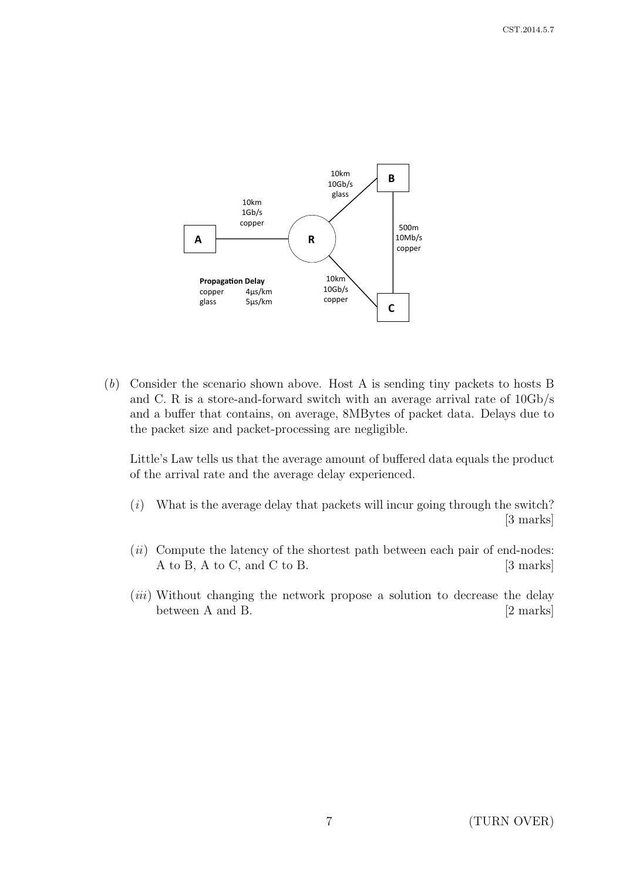(*b*) Consider the scenario shown above. Host A is sending tiny packets to hosts B and C. R is a store-and-forward switch with an average arrival rate of 10Gb/s and a buffer that contains, on average, 8MBytes of packet data. Delays due to the packet size and packet-processing are negligible.

Little's Law tells us that the average amount of buffered data equals the product of the arrival rate and the average delay experienced.

(*i*) What is the average delay that packets will incur going through the switch? [3 marks]

(*ii*) Compute the latency of the shortest path between each pair of end-nodes: A to B, A to C, and C to B. [3 marks]

(*iii*) Without changing the network propose a solution to decrease the delay between A and B. [2 marks]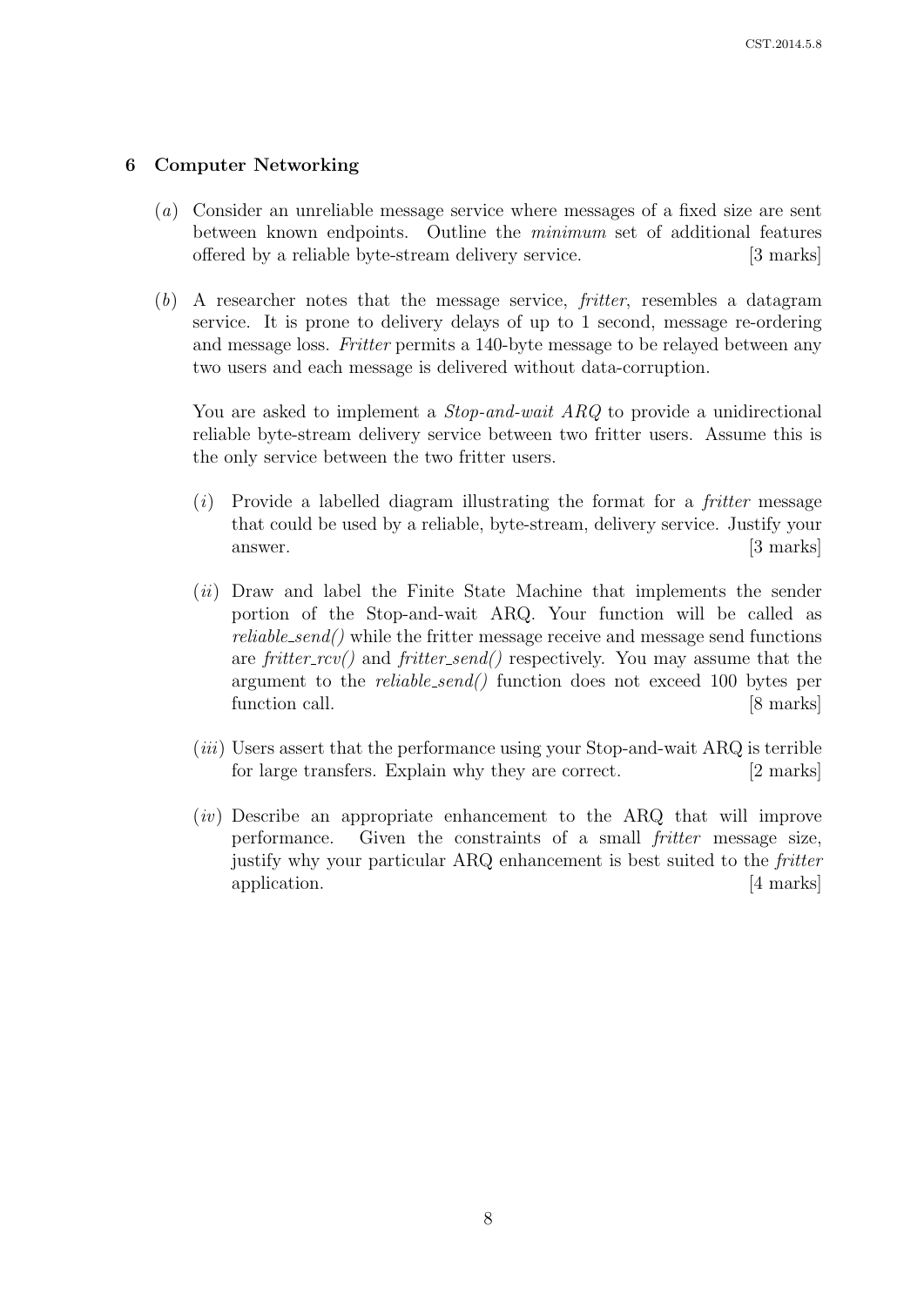## 6 Computer Networking

(*a*) Consider an unreliable message service where messages of a fixed size are sent between known endpoints. Outline the *minimum* set of additional features offered by a reliable byte-stream delivery service. [3 marks]

(*b*) A researcher notes that the message service, *fritter*, resembles a datagram service. It is prone to delivery delays of up to 1 second, message re-ordering and message loss. *Fritter* permits a 140-byte message to be relayed between any two users and each message is delivered without data-corruption.

You are asked to implement a *Stop-and-wait ARQ* to provide a unidirectional reliable byte-stream delivery service between two fritter users. Assume this is the only service between the two fritter users.

(*i*) Provide a labelled diagram illustrating the format for a *fritter* message that could be used by a reliable, byte-stream, delivery service. Justify your answer. [3 marks]

(*ii*) Draw and label the Finite State Machine that implements the sender portion of the Stop-and-wait ARQ. Your function will be called as *reliable_send()* while the fritter message receive and message send functions are *fritter_rcv()* and *fritter_send()* respectively. You may assume that the argument to the *reliable_send()* function does not exceed 100 bytes per function call. [8 marks]

(*iii*) Users assert that the performance using your Stop-and-wait ARQ is terrible for large transfers. Explain why they are correct. [2 marks]

(*iv*) Describe an appropriate enhancement to the ARQ that will improve performance. Given the constraints of a small *fritter* message size, justify why your particular ARQ enhancement is best suited to the *fritter* application. [4 marks]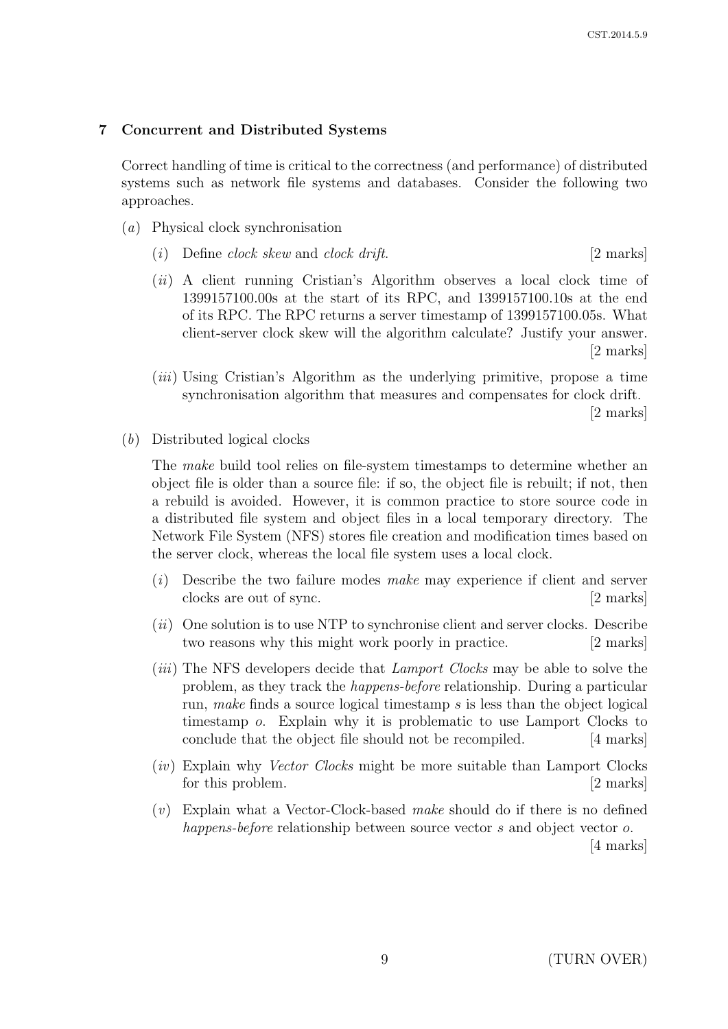## 7 Concurrent and Distributed Systems

Correct handling of time is critical to the correctness (and performance) of distributed systems such as network file systems and databases. Consider the following two approaches.

(*a*) Physical clock synchronisation

(*i*) Define *clock skew* and *clock drift*. [2 marks]

(*ii*) A client running Cristian's Algorithm observes a local clock time of 1399157100.00s at the start of its RPC, and 1399157100.10s at the end of its RPC. The RPC returns a server timestamp of 1399157100.05s. What client-server clock skew will the algorithm calculate? Justify your answer. [2 marks]

(*iii*) Using Cristian's Algorithm as the underlying primitive, propose a time synchronisation algorithm that measures and compensates for clock drift. [2 marks]

(*b*) Distributed logical clocks

The *make* build tool relies on file-system timestamps to determine whether an object file is older than a source file: if so, the object file is rebuilt; if not, then a rebuild is avoided. However, it is common practice to store source code in a distributed file system and object files in a local temporary directory. The Network File System (NFS) stores file creation and modification times based on the server clock, whereas the local file system uses a local clock.

(*i*) Describe the two failure modes *make* may experience if client and server clocks are out of sync. [2 marks]

(*ii*) One solution is to use NTP to synchronise client and server clocks. Describe two reasons why this might work poorly in practice. [2 marks]

(*iii*) The NFS developers decide that *Lamport Clocks* may be able to solve the problem, as they track the *happens-before* relationship. During a particular run, *make* finds a source logical timestamp $s$ is less than the object logical timestamp $o$. Explain why it is problematic to use Lamport Clocks to conclude that the object file should not be recompiled. [4 marks]

(*iv*) Explain why *Vector Clocks* might be more suitable than Lamport Clocks for this problem. [2 marks]

(*v*) Explain what a Vector-Clock-based *make* should do if there is no defined *happens-before* relationship between source vector $s$ and object vector $o$. [4 marks]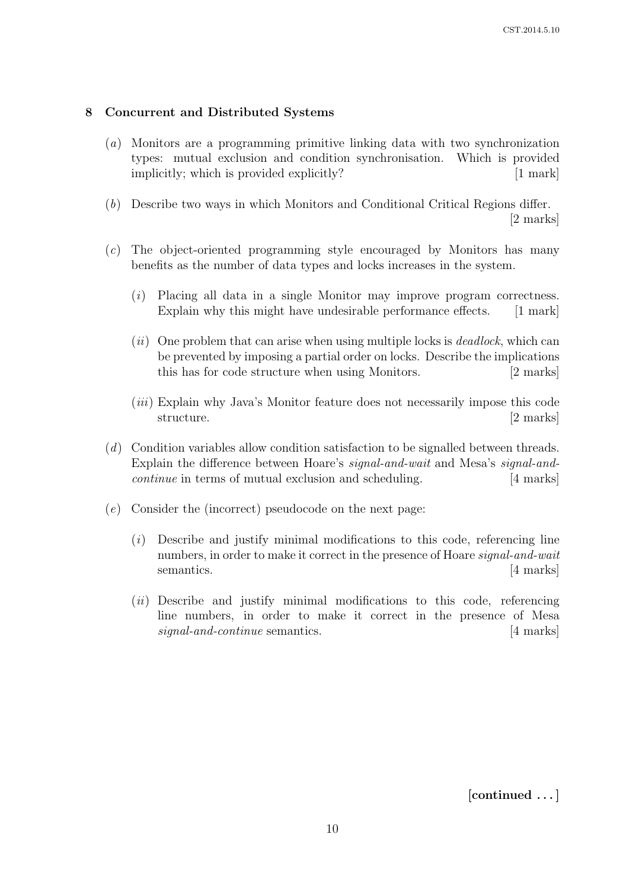## 8 Concurrent and Distributed Systems

(*a*) Monitors are a programming primitive linking data with two synchronization types: mutual exclusion and condition synchronisation. Which is provided implicitly; which is provided explicitly? [1 mark]

(*b*) Describe two ways in which Monitors and Conditional Critical Regions differ. [2 marks]

(*c*) The object-oriented programming style encouraged by Monitors has many benefits as the number of data types and locks increases in the system.

(*i*) Placing all data in a single Monitor may improve program correctness. Explain why this might have undesirable performance effects. [1 mark]

(*ii*) One problem that can arise when using multiple locks is *deadlock*, which can be prevented by imposing a partial order on locks. Describe the implications this has for code structure when using Monitors. [2 marks]

(*iii*) Explain why Java's Monitor feature does not necessarily impose this code structure. [2 marks]

(*d*) Condition variables allow condition satisfaction to be signalled between threads. Explain the difference between Hoare's *signal-and-wait* and Mesa's *signal-and-continue* in terms of mutual exclusion and scheduling. [4 marks]

(*e*) Consider the (incorrect) pseudocode on the next page:

(*i*) Describe and justify minimal modifications to this code, referencing line numbers, in order to make it correct in the presence of Hoare *signal-and-wait* semantics. [4 marks]

(*ii*) Describe and justify minimal modifications to this code, referencing line numbers, in order to make it correct in the presence of Mesa *signal-and-continue* semantics. [4 marks]

**[continued . . . ]**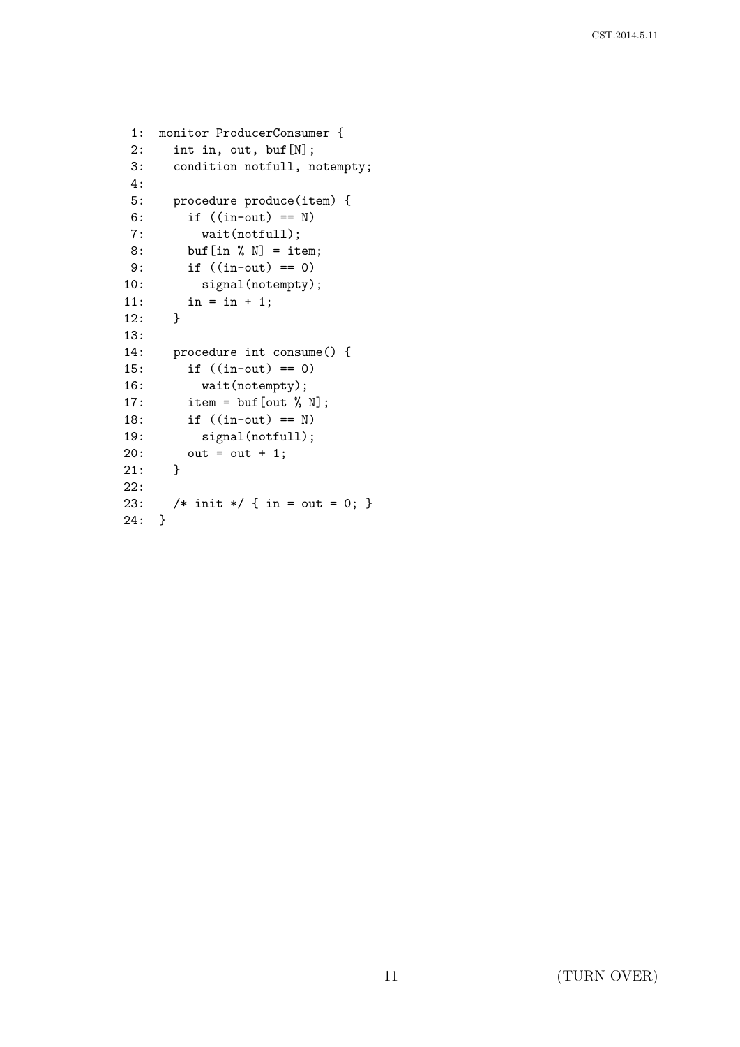```
 1:  monitor ProducerConsumer {
 2:    int in, out, buf[N];
 3:    condition notfull, notempty;
 4:
 5:    procedure produce(item) {
 6:      if ((in-out) == N)
 7:        wait(notfull);
 8:      buf[in % N] = item;
 9:      if ((in-out) == 0)
10:        signal(notempty);
11:      in = in + 1;
12:    }
13:
14:    procedure int consume() {
15:      if ((in-out) == 0)
16:        wait(notempty);
17:      item = buf[out % N];
18:      if ((in-out) == N)
19:        signal(notfull);
20:      out = out + 1;
21:    }
22:
23:    /* init */ { in = out = 0; }
24:  }
```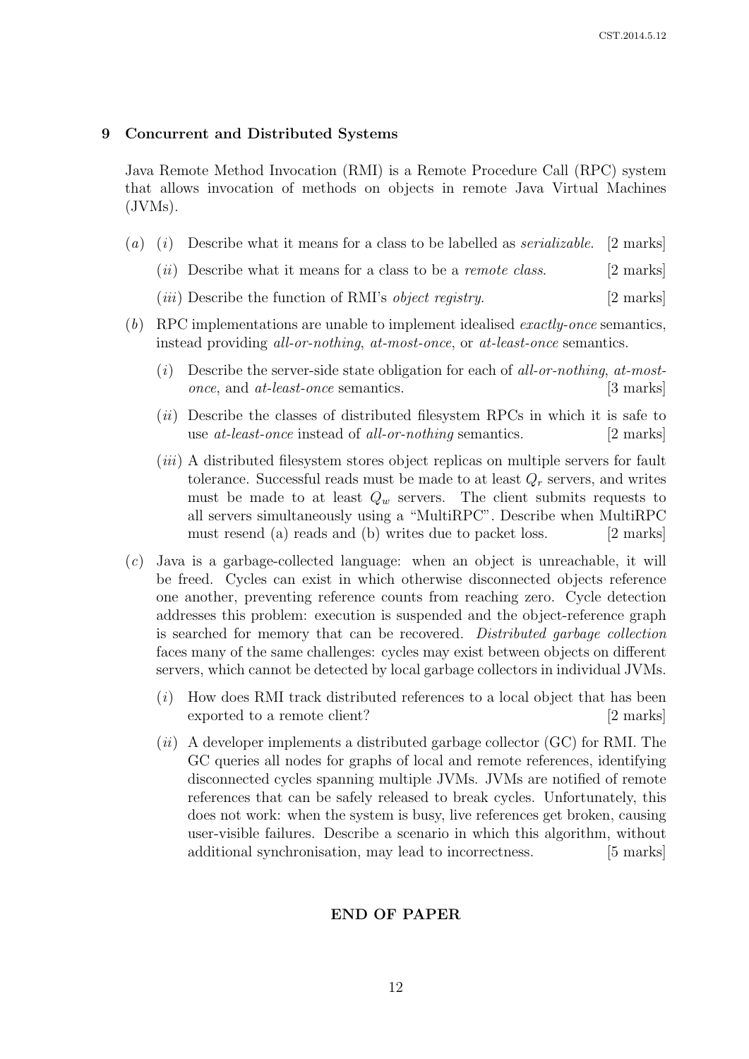## 9 Concurrent and Distributed Systems

Java Remote Method Invocation (RMI) is a Remote Procedure Call (RPC) system that allows invocation of methods on objects in remote Java Virtual Machines (JVMs).

(*a*) (*i*) Describe what it means for a class to be labelled as *serializable*. [2 marks]

(*ii*) Describe what it means for a class to be a *remote class*. [2 marks]

(*iii*) Describe the function of RMI's *object registry*. [2 marks]

(*b*) RPC implementations are unable to implement idealised *exactly-once* semantics, instead providing *all-or-nothing*, *at-most-once*, or *at-least-once* semantics.

(*i*) Describe the server-side state obligation for each of *all-or-nothing*, *at-most-once*, and *at-least-once* semantics. [3 marks]

(*ii*) Describe the classes of distributed filesystem RPCs in which it is safe to use *at-least-once* instead of *all-or-nothing* semantics. [2 marks]

(*iii*) A distributed filesystem stores object replicas on multiple servers for fault tolerance. Successful reads must be made to at least $Q_r$ servers, and writes must be made to at least $Q_w$ servers. The client submits requests to all servers simultaneously using a "MultiRPC". Describe when MultiRPC must resend (a) reads and (b) writes due to packet loss. [2 marks]

(*c*) Java is a garbage-collected language: when an object is unreachable, it will be freed. Cycles can exist in which otherwise disconnected objects reference one another, preventing reference counts from reaching zero. Cycle detection addresses this problem: execution is suspended and the object-reference graph is searched for memory that can be recovered. *Distributed garbage collection* faces many of the same challenges: cycles may exist between objects on different servers, which cannot be detected by local garbage collectors in individual JVMs.

(*i*) How does RMI track distributed references to a local object that has been exported to a remote client? [2 marks]

(*ii*) A developer implements a distributed garbage collector (GC) for RMI. The GC queries all nodes for graphs of local and remote references, identifying disconnected cycles spanning multiple JVMs. JVMs are notified of remote references that can be safely released to break cycles. Unfortunately, this does not work: when the system is busy, live references get broken, causing user-visible failures. Describe a scenario in which this algorithm, without additional synchronisation, may lead to incorrectness. [5 marks]

**END OF PAPER**